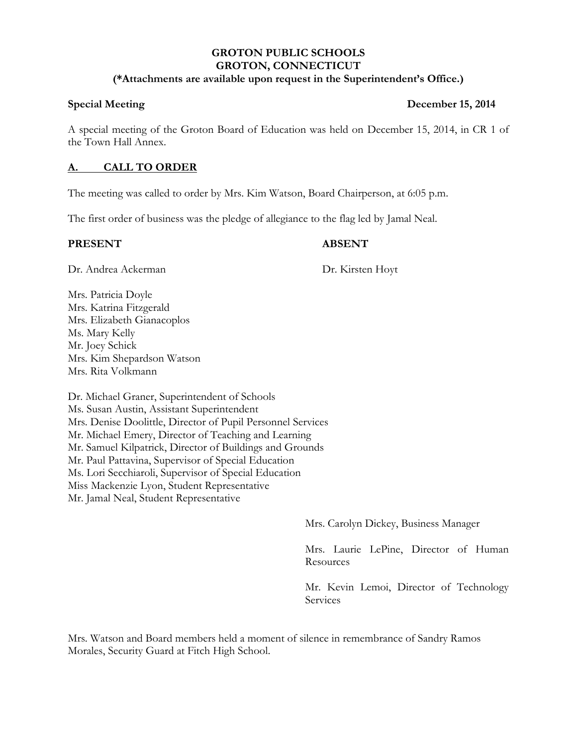**GROTON PUBLIC SCHOOLS**
**GROTON, CONNECTICUT**
**(*Attachments are available upon request in the Superintendent's Office.)**

**Special Meeting** **December 15, 2014**

A special meeting of the Groton Board of Education was held on December 15, 2014, in CR 1 of the Town Hall Annex.

## A. CALL TO ORDER

The meeting was called to order by Mrs. Kim Watson, Board Chairperson, at 6:05 p.m.

The first order of business was the pledge of allegiance to the flag led by Jamal Neal.

**PRESENT**

Dr. Andrea Ackerman

Mrs. Patricia Doyle
Mrs. Katrina Fitzgerald
Mrs. Elizabeth Gianacoplos
Ms. Mary Kelly
Mr. Joey Schick
Mrs. Kim Shepardson Watson
Mrs. Rita Volkmann

Dr. Michael Graner, Superintendent of Schools
Ms. Susan Austin, Assistant Superintendent
Mrs. Denise Doolittle, Director of Pupil Personnel Services
Mr. Michael Emery, Director of Teaching and Learning
Mr. Samuel Kilpatrick, Director of Buildings and Grounds
Mr. Paul Pattavina, Supervisor of Special Education
Ms. Lori Secchiaroli, Supervisor of Special Education
Miss Mackenzie Lyon, Student Representative
Mr. Jamal Neal, Student Representative

**ABSENT**

Dr. Kirsten Hoyt

Mrs. Carolyn Dickey, Business Manager

Mrs. Laurie LePine, Director of Human Resources

Mr. Kevin Lemoi, Director of Technology Services

Mrs. Watson and Board members held a moment of silence in remembrance of Sandry Ramos Morales, Security Guard at Fitch High School.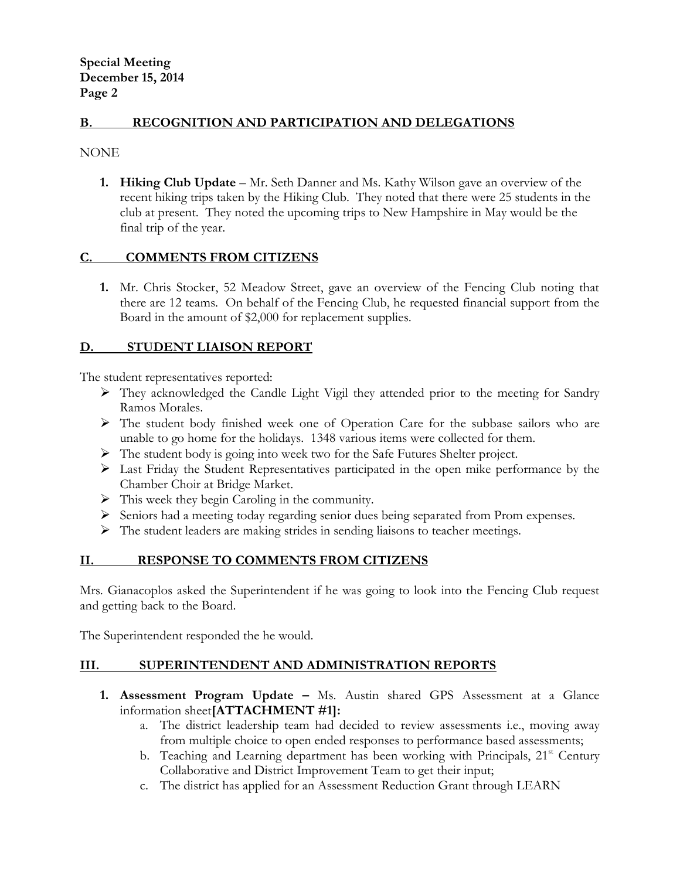## B. RECOGNITION AND PARTICIPATION AND DELEGATIONS

NONE

1. **Hiking Club Update** – Mr. Seth Danner and Ms. Kathy Wilson gave an overview of the recent hiking trips taken by the Hiking Club. They noted that there were 25 students in the club at present. They noted the upcoming trips to New Hampshire in May would be the final trip of the year.

## C. COMMENTS FROM CITIZENS

1. Mr. Chris Stocker, 52 Meadow Street, gave an overview of the Fencing Club noting that there are 12 teams. On behalf of the Fencing Club, he requested financial support from the Board in the amount of $2,000 for replacement supplies.

## D. STUDENT LIAISON REPORT

The student representatives reported:

- They acknowledged the Candle Light Vigil they attended prior to the meeting for Sandry Ramos Morales.
- The student body finished week one of Operation Care for the subbase sailors who are unable to go home for the holidays. 1348 various items were collected for them.
- The student body is going into week two for the Safe Futures Shelter project.
- Last Friday the Student Representatives participated in the open mike performance by the Chamber Choir at Bridge Market.
- This week they begin Caroling in the community.
- Seniors had a meeting today regarding senior dues being separated from Prom expenses.
- The student leaders are making strides in sending liaisons to teacher meetings.

## II. RESPONSE TO COMMENTS FROM CITIZENS

Mrs. Gianacoplos asked the Superintendent if he was going to look into the Fencing Club request and getting back to the Board.

The Superintendent responded the he would.

## III. SUPERINTENDENT AND ADMINISTRATION REPORTS

1. **Assessment Program Update –** Ms. Austin shared GPS Assessment at a Glance information sheet**[ATTACHMENT #1]:**
   a. The district leadership team had decided to review assessments i.e., moving away from multiple choice to open ended responses to performance based assessments;
   b. Teaching and Learning department has been working with Principals, 21st Century Collaborative and District Improvement Team to get their input;
   c. The district has applied for an Assessment Reduction Grant through LEARN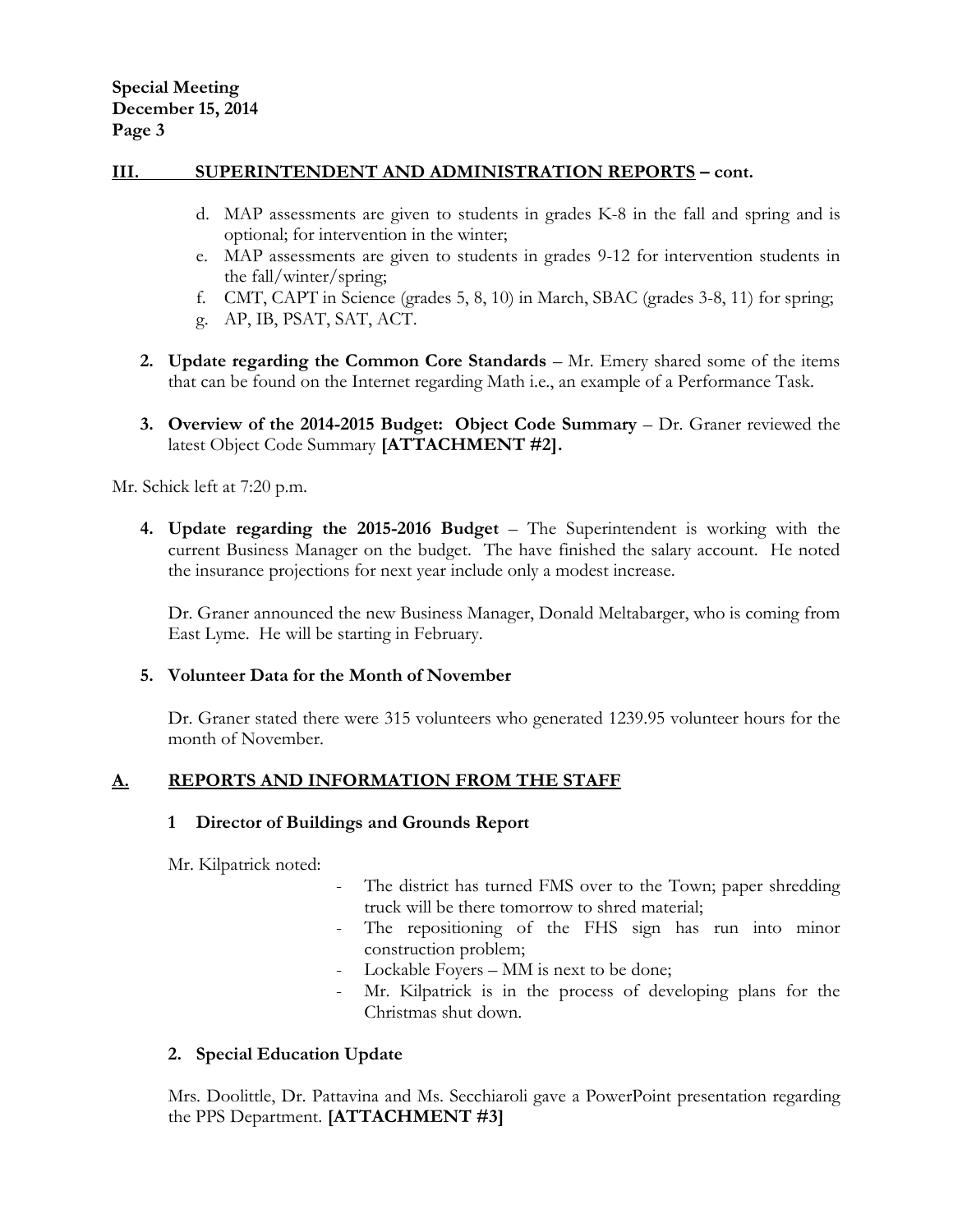**III. SUPERINTENDENT AND ADMINISTRATION REPORTS – cont.**

d. MAP assessments are given to students in grades K-8 in the fall and spring and is optional; for intervention in the winter;
e. MAP assessments are given to students in grades 9-12 for intervention students in the fall/winter/spring;
f. CMT, CAPT in Science (grades 5, 8, 10) in March, SBAC (grades 3-8, 11) for spring;
g. AP, IB, PSAT, SAT, ACT.

2. **Update regarding the Common Core Standards** – Mr. Emery shared some of the items that can be found on the Internet regarding Math i.e., an example of a Performance Task.

3. **Overview of the 2014-2015 Budget: Object Code Summary** – Dr. Graner reviewed the latest Object Code Summary **[ATTACHMENT #2].**

Mr. Schick left at 7:20 p.m.

4. **Update regarding the 2015-2016 Budget** – The Superintendent is working with the current Business Manager on the budget. The have finished the salary account. He noted the insurance projections for next year include only a modest increase.

   Dr. Graner announced the new Business Manager, Donald Meltabarger, who is coming from East Lyme. He will be starting in February.

5. **Volunteer Data for the Month of November**

   Dr. Graner stated there were 315 volunteers who generated 1239.95 volunteer hours for the month of November.

**A. REPORTS AND INFORMATION FROM THE STAFF**

**1 Director of Buildings and Grounds Report**

Mr. Kilpatrick noted:

- The district has turned FMS over to the Town; paper shredding truck will be there tomorrow to shred material;
- The repositioning of the FHS sign has run into minor construction problem;
- Lockable Foyers – MM is next to be done;
- Mr. Kilpatrick is in the process of developing plans for the Christmas shut down.

**2. Special Education Update**

Mrs. Doolittle, Dr. Pattavina and Ms. Secchiaroli gave a PowerPoint presentation regarding the PPS Department. **[ATTACHMENT #3]**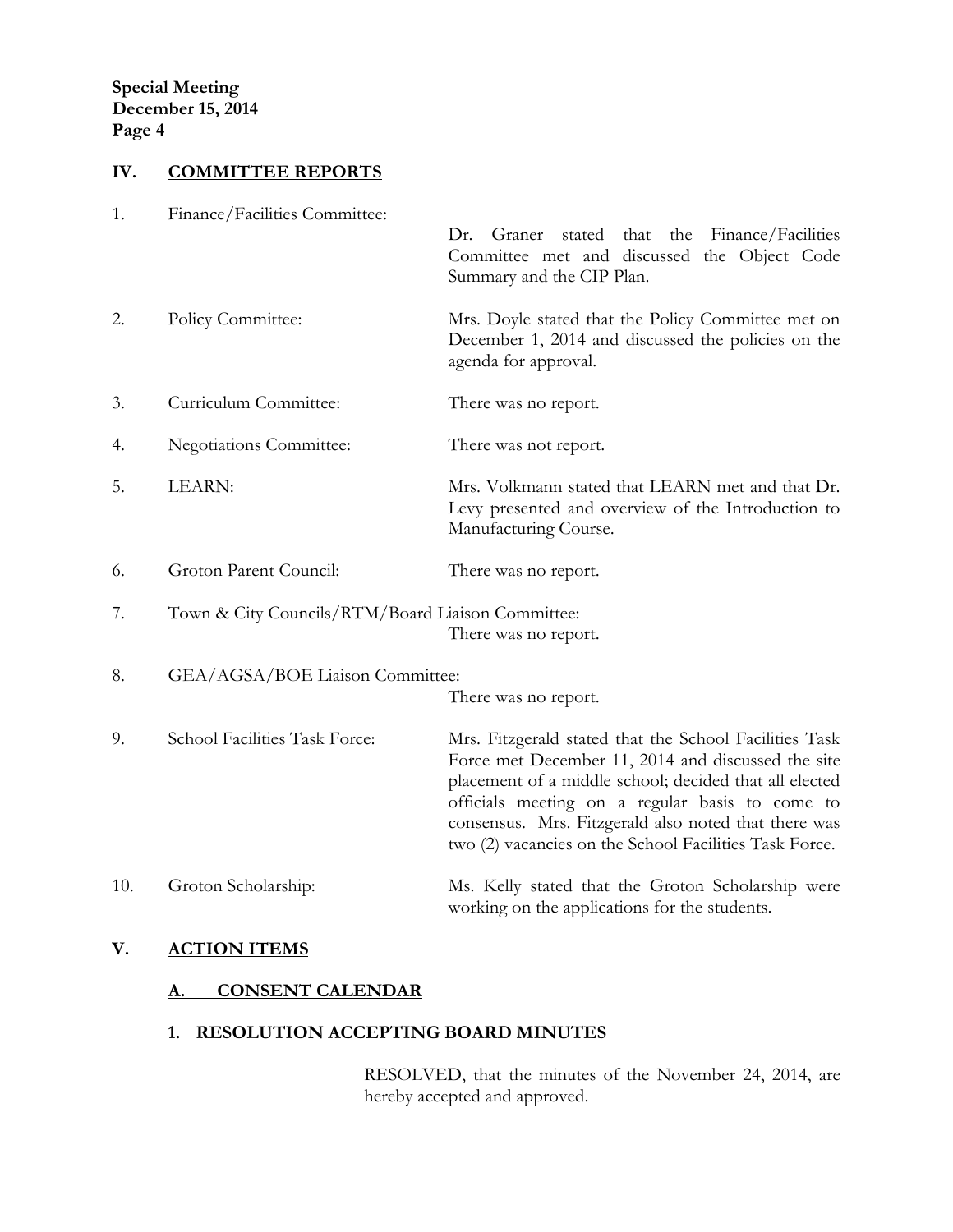## IV. COMMITTEE REPORTS

1. Finance/Facilities Committee: Dr. Graner stated that the Finance/Facilities Committee met and discussed the Object Code Summary and the CIP Plan.

2. Policy Committee: Mrs. Doyle stated that the Policy Committee met on December 1, 2014 and discussed the policies on the agenda for approval.

3. Curriculum Committee: There was no report.

4. Negotiations Committee: There was not report.

5. LEARN: Mrs. Volkmann stated that LEARN met and that Dr. Levy presented and overview of the Introduction to Manufacturing Course.

6. Groton Parent Council: There was no report.

7. Town & City Councils/RTM/Board Liaison Committee: There was no report.

8. GEA/AGSA/BOE Liaison Committee: There was no report.

9. School Facilities Task Force: Mrs. Fitzgerald stated that the School Facilities Task Force met December 11, 2014 and discussed the site placement of a middle school; decided that all elected officials meeting on a regular basis to come to consensus. Mrs. Fitzgerald also noted that there was two (2) vacancies on the School Facilities Task Force.

10. Groton Scholarship: Ms. Kelly stated that the Groton Scholarship were working on the applications for the students.

## V. ACTION ITEMS

### A. CONSENT CALENDAR

#### 1. RESOLUTION ACCEPTING BOARD MINUTES

RESOLVED, that the minutes of the November 24, 2014, are hereby accepted and approved.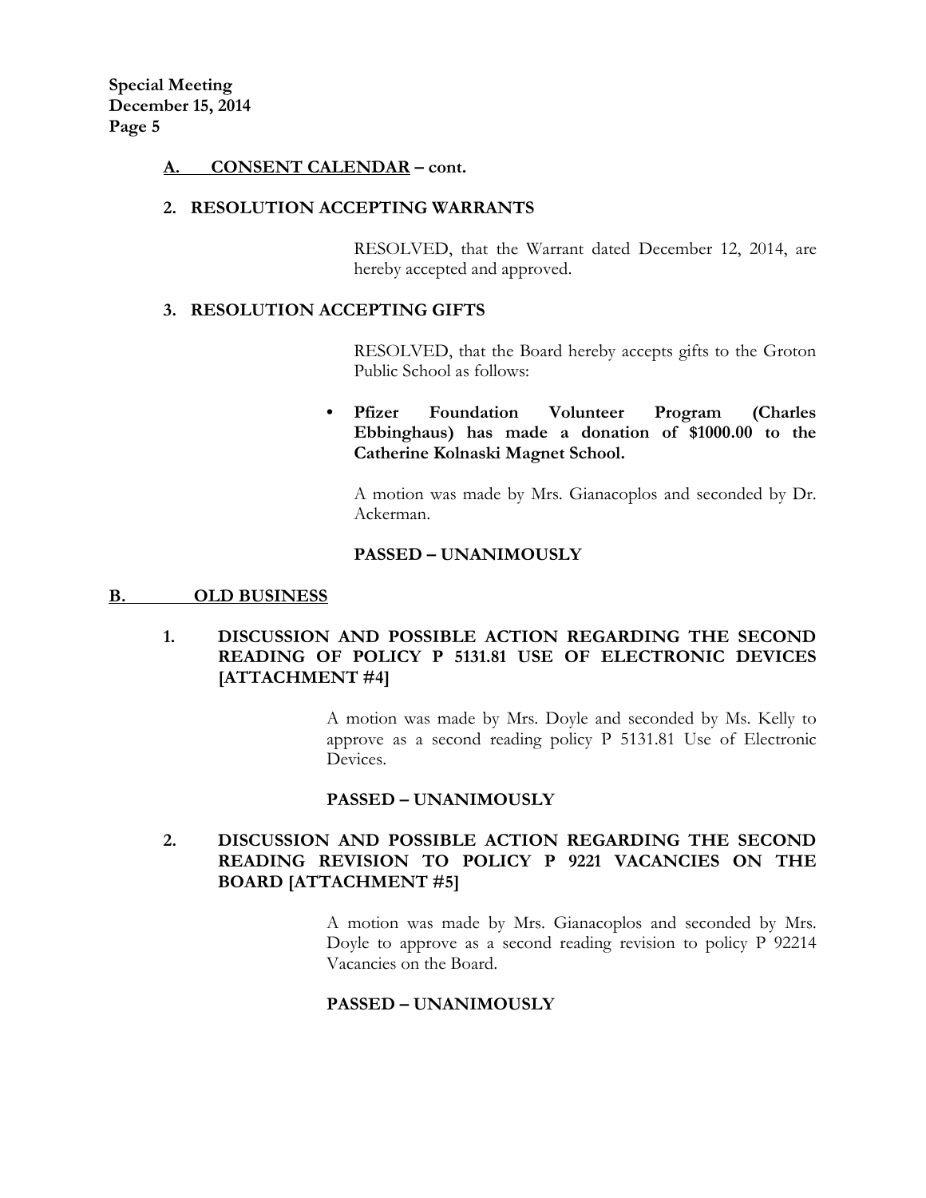**A. CONSENT CALENDAR – cont.**

**2. RESOLUTION ACCEPTING WARRANTS**

RESOLVED, that the Warrant dated December 12, 2014, are hereby accepted and approved.

**3. RESOLUTION ACCEPTING GIFTS**

RESOLVED, that the Board hereby accepts gifts to the Groton Public School as follows:

- **Pfizer Foundation Volunteer Program (Charles Ebbinghaus) has made a donation of $1000.00 to the Catherine Kolnaski Magnet School.**

A motion was made by Mrs. Gianacoplos and seconded by Dr. Ackerman.

**PASSED – UNANIMOUSLY**

**B. OLD BUSINESS**

**1. DISCUSSION AND POSSIBLE ACTION REGARDING THE SECOND READING OF POLICY P 5131.81 USE OF ELECTRONIC DEVICES [ATTACHMENT #4]**

A motion was made by Mrs. Doyle and seconded by Ms. Kelly to approve as a second reading policy P 5131.81 Use of Electronic Devices.

**PASSED – UNANIMOUSLY**

**2. DISCUSSION AND POSSIBLE ACTION REGARDING THE SECOND READING REVISION TO POLICY P 9221 VACANCIES ON THE BOARD [ATTACHMENT #5]**

A motion was made by Mrs. Gianacoplos and seconded by Mrs. Doyle to approve as a second reading revision to policy P 92214 Vacancies on the Board.

**PASSED – UNANIMOUSLY**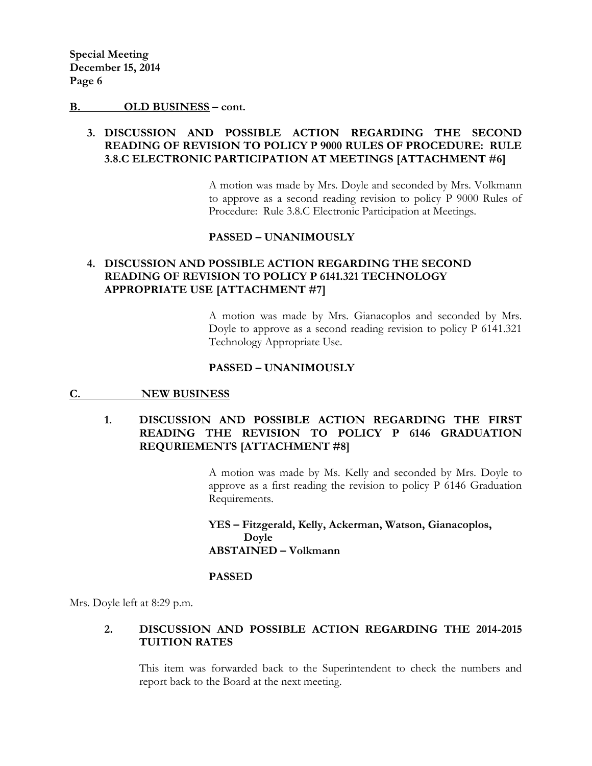**B. OLD BUSINESS – cont.**

**3. DISCUSSION AND POSSIBLE ACTION REGARDING THE SECOND READING OF REVISION TO POLICY P 9000 RULES OF PROCEDURE: RULE 3.8.C ELECTRONIC PARTICIPATION AT MEETINGS [ATTACHMENT #6]**

A motion was made by Mrs. Doyle and seconded by Mrs. Volkmann to approve as a second reading revision to policy P 9000 Rules of Procedure: Rule 3.8.C Electronic Participation at Meetings.

**PASSED – UNANIMOUSLY**

**4. DISCUSSION AND POSSIBLE ACTION REGARDING THE SECOND READING OF REVISION TO POLICY P 6141.321 TECHNOLOGY APPROPRIATE USE [ATTACHMENT #7]**

A motion was made by Mrs. Gianacoplos and seconded by Mrs. Doyle to approve as a second reading revision to policy P 6141.321 Technology Appropriate Use.

**PASSED – UNANIMOUSLY**

**C. NEW BUSINESS**

**1. DISCUSSION AND POSSIBLE ACTION REGARDING THE FIRST READING THE REVISION TO POLICY P 6146 GRADUATION REQURIEMENTS [ATTACHMENT #8]**

A motion was made by Ms. Kelly and seconded by Mrs. Doyle to approve as a first reading the revision to policy P 6146 Graduation Requirements.

**YES – Fitzgerald, Kelly, Ackerman, Watson, Gianacoplos, Doyle**
**ABSTAINED – Volkmann**

**PASSED**

Mrs. Doyle left at 8:29 p.m.

**2. DISCUSSION AND POSSIBLE ACTION REGARDING THE 2014-2015 TUITION RATES**

This item was forwarded back to the Superintendent to check the numbers and report back to the Board at the next meeting.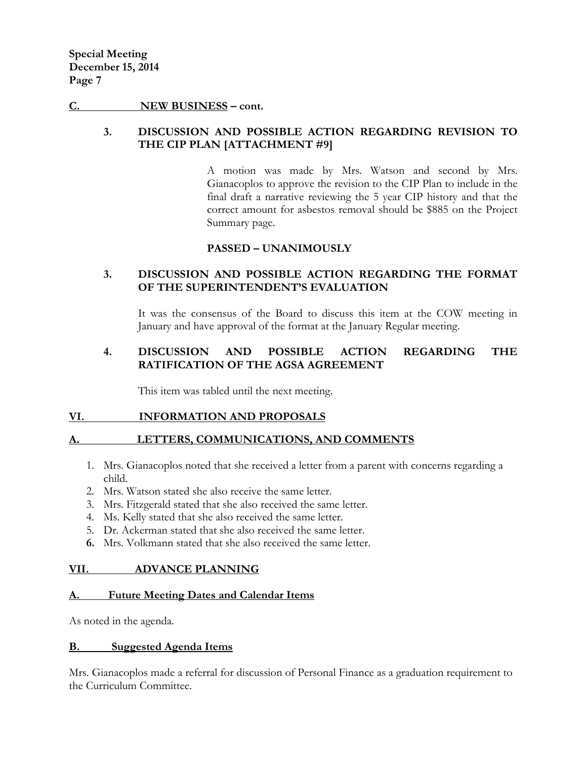**C. NEW BUSINESS – cont.**

**3. DISCUSSION AND POSSIBLE ACTION REGARDING REVISION TO THE CIP PLAN [ATTACHMENT #9]**

A motion was made by Mrs. Watson and second by Mrs. Gianacoplos to approve the revision to the CIP Plan to include in the final draft a narrative reviewing the 5 year CIP history and that the correct amount for asbestos removal should be $885 on the Project Summary page.

**PASSED – UNANIMOUSLY**

**3. DISCUSSION AND POSSIBLE ACTION REGARDING THE FORMAT OF THE SUPERINTENDENT'S EVALUATION**

It was the consensus of the Board to discuss this item at the COW meeting in January and have approval of the format at the January Regular meeting.

**4. DISCUSSION AND POSSIBLE ACTION REGARDING THE RATIFICATION OF THE AGSA AGREEMENT**

This item was tabled until the next meeting.

## VI. INFORMATION AND PROPOSALS

### A. LETTERS, COMMUNICATIONS, AND COMMENTS

1. Mrs. Gianacoplos noted that she received a letter from a parent with concerns regarding a child.
2. Mrs. Watson stated she also receive the same letter.
3. Mrs. Fitzgerald stated that she also received the same letter.
4. Ms. Kelly stated that she also received the same letter.
5. Dr. Ackerman stated that she also received the same letter.
6. Mrs. Volkmann stated that she also received the same letter.

## VII. ADVANCE PLANNING

### A. Future Meeting Dates and Calendar Items

As noted in the agenda.

### B. Suggested Agenda Items

Mrs. Gianacoplos made a referral for discussion of Personal Finance as a graduation requirement to the Curriculum Committee.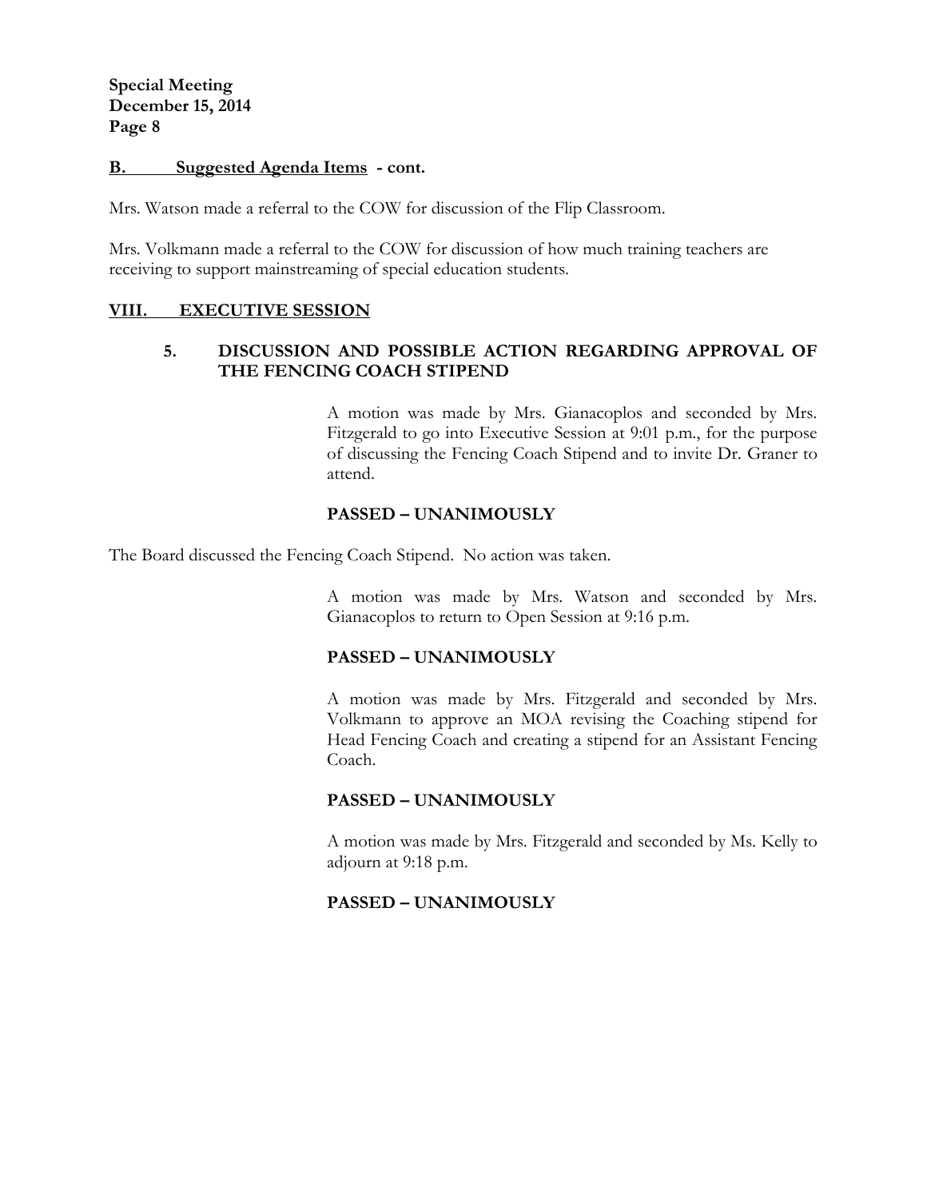## B. Suggested Agenda Items - cont.

Mrs. Watson made a referral to the COW for discussion of the Flip Classroom.

Mrs. Volkmann made a referral to the COW for discussion of how much training teachers are receiving to support mainstreaming of special education students.

## VIII. EXECUTIVE SESSION

### 5. DISCUSSION AND POSSIBLE ACTION REGARDING APPROVAL OF THE FENCING COACH STIPEND

A motion was made by Mrs. Gianacoplos and seconded by Mrs. Fitzgerald to go into Executive Session at 9:01 p.m., for the purpose of discussing the Fencing Coach Stipend and to invite Dr. Graner to attend.

**PASSED – UNANIMOUSLY**

The Board discussed the Fencing Coach Stipend. No action was taken.

A motion was made by Mrs. Watson and seconded by Mrs. Gianacoplos to return to Open Session at 9:16 p.m.

**PASSED – UNANIMOUSLY**

A motion was made by Mrs. Fitzgerald and seconded by Mrs. Volkmann to approve an MOA revising the Coaching stipend for Head Fencing Coach and creating a stipend for an Assistant Fencing Coach.

**PASSED – UNANIMOUSLY**

A motion was made by Mrs. Fitzgerald and seconded by Ms. Kelly to adjourn at 9:18 p.m.

**PASSED – UNANIMOUSLY**